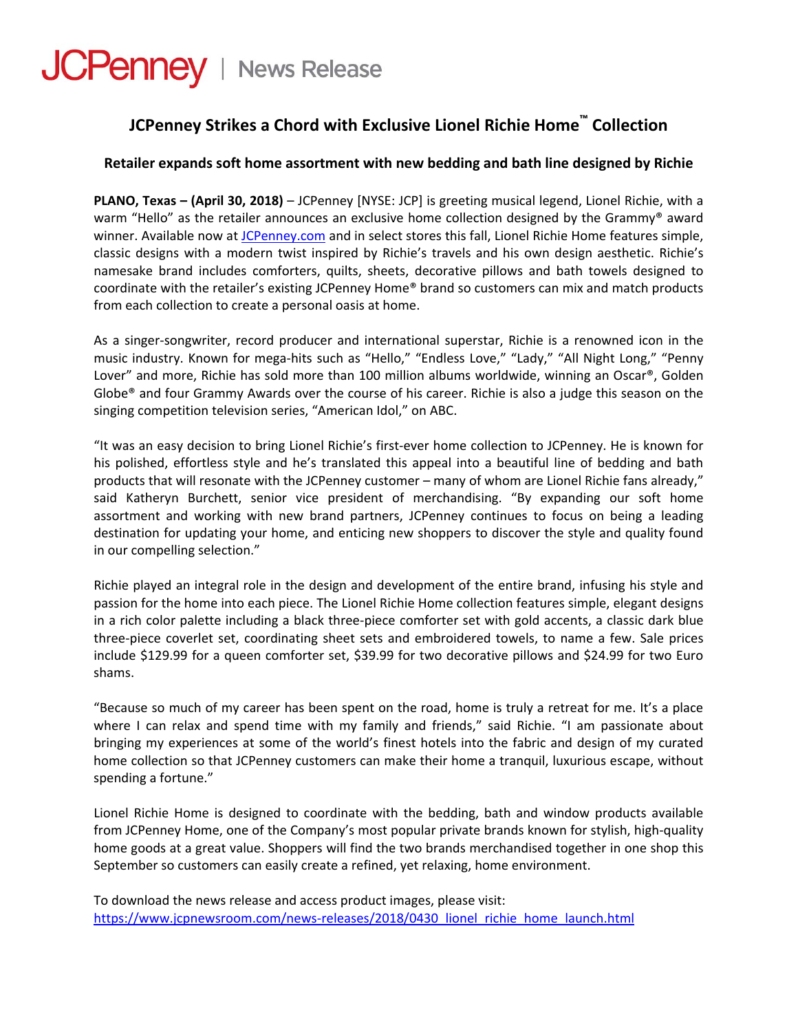JCPenney | News Release

# JCPenney Strikes a Chord with Exclusive Lionel Richie Home™ Collection

## Retailer expands soft home assortment with new bedding and bath line designed by Richie

**PLANO, Texas – (April 30, 2018)** – JCPenney [NYSE: JCP] is greeting musical legend, Lionel Richie, with a warm "Hello" as the retailer announces an exclusive home collection designed by the Grammy® award winner. Available now at [JCPenney.com](JCPenney.com) and in select stores this fall, Lionel Richie Home features simple, classic designs with a modern twist inspired by Richie's travels and his own design aesthetic. Richie's namesake brand includes comforters, quilts, sheets, decorative pillows and bath towels designed to coordinate with the retailer's existing JCPenney Home® brand so customers can mix and match products from each collection to create a personal oasis at home.

As a singer-songwriter, record producer and international superstar, Richie is a renowned icon in the music industry. Known for mega-hits such as "Hello," "Endless Love," "Lady," "All Night Long," "Penny Lover" and more, Richie has sold more than 100 million albums worldwide, winning an Oscar®, Golden Globe® and four Grammy Awards over the course of his career. Richie is also a judge this season on the singing competition television series, "American Idol," on ABC.

"It was an easy decision to bring Lionel Richie's first-ever home collection to JCPenney. He is known for his polished, effortless style and he's translated this appeal into a beautiful line of bedding and bath products that will resonate with the JCPenney customer – many of whom are Lionel Richie fans already," said Katheryn Burchett, senior vice president of merchandising. "By expanding our soft home assortment and working with new brand partners, JCPenney continues to focus on being a leading destination for updating your home, and enticing new shoppers to discover the style and quality found in our compelling selection."

Richie played an integral role in the design and development of the entire brand, infusing his style and passion for the home into each piece. The Lionel Richie Home collection features simple, elegant designs in a rich color palette including a black three-piece comforter set with gold accents, a classic dark blue three-piece coverlet set, coordinating sheet sets and embroidered towels, to name a few. Sale prices include $129.99 for a queen comforter set, $39.99 for two decorative pillows and $24.99 for two Euro shams.

"Because so much of my career has been spent on the road, home is truly a retreat for me. It's a place where I can relax and spend time with my family and friends," said Richie. "I am passionate about bringing my experiences at some of the world's finest hotels into the fabric and design of my curated home collection so that JCPenney customers can make their home a tranquil, luxurious escape, without spending a fortune."

Lionel Richie Home is designed to coordinate with the bedding, bath and window products available from JCPenney Home, one of the Company's most popular private brands known for stylish, high-quality home goods at a great value. Shoppers will find the two brands merchandised together in one shop this September so customers can easily create a refined, yet relaxing, home environment.

To download the news release and access product images, please visit:
[https://www.jcpnewsroom.com/news-releases/2018/0430_lionel_richie_home_launch.html](https://www.jcpnewsroom.com/news-releases/2018/0430_lionel_richie_home_launch.html)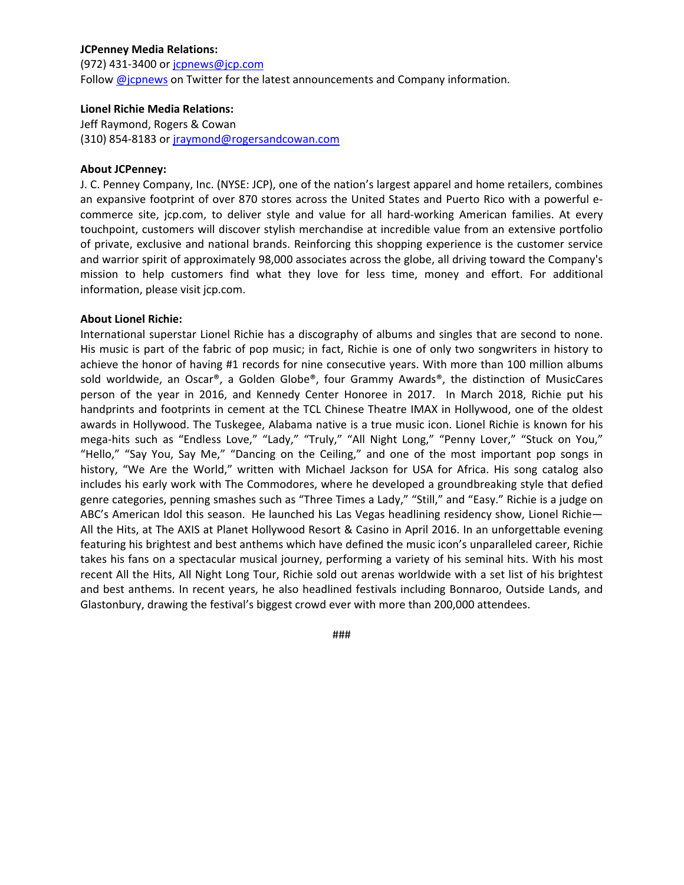**JCPenney Media Relations:**
(972) 431-3400 or jcpnews@jcp.com
Follow @jcpnews on Twitter for the latest announcements and Company information.

**Lionel Richie Media Relations:**
Jeff Raymond, Rogers & Cowan
(310) 854-8183 or jraymond@rogersandcowan.com

**About JCPenney:**
J. C. Penney Company, Inc. (NYSE: JCP), one of the nation's largest apparel and home retailers, combines an expansive footprint of over 870 stores across the United States and Puerto Rico with a powerful e-commerce site, jcp.com, to deliver style and value for all hard-working American families. At every touchpoint, customers will discover stylish merchandise at incredible value from an extensive portfolio of private, exclusive and national brands. Reinforcing this shopping experience is the customer service and warrior spirit of approximately 98,000 associates across the globe, all driving toward the Company's mission to help customers find what they love for less time, money and effort. For additional information, please visit jcp.com.

**About Lionel Richie:**
International superstar Lionel Richie has a discography of albums and singles that are second to none. His music is part of the fabric of pop music; in fact, Richie is one of only two songwriters in history to achieve the honor of having #1 records for nine consecutive years. With more than 100 million albums sold worldwide, an Oscar®, a Golden Globe®, four Grammy Awards®, the distinction of MusicCares person of the year in 2016, and Kennedy Center Honoree in 2017. In March 2018, Richie put his handprints and footprints in cement at the TCL Chinese Theatre IMAX in Hollywood, one of the oldest awards in Hollywood. The Tuskegee, Alabama native is a true music icon. Lionel Richie is known for his mega-hits such as "Endless Love," "Lady," "Truly," "All Night Long," "Penny Lover," "Stuck on You," "Hello," "Say You, Say Me," "Dancing on the Ceiling," and one of the most important pop songs in history, "We Are the World," written with Michael Jackson for USA for Africa. His song catalog also includes his early work with The Commodores, where he developed a groundbreaking style that defied genre categories, penning smashes such as "Three Times a Lady," "Still," and "Easy." Richie is a judge on ABC's American Idol this season. He launched his Las Vegas headlining residency show, Lionel Richie—All the Hits, at The AXIS at Planet Hollywood Resort & Casino in April 2016. In an unforgettable evening featuring his brightest and best anthems which have defined the music icon's unparalleled career, Richie takes his fans on a spectacular musical journey, performing a variety of his seminal hits. With his most recent All the Hits, All Night Long Tour, Richie sold out arenas worldwide with a set list of his brightest and best anthems. In recent years, he also headlined festivals including Bonnaroo, Outside Lands, and Glastonbury, drawing the festival's biggest crowd ever with more than 200,000 attendees.

###